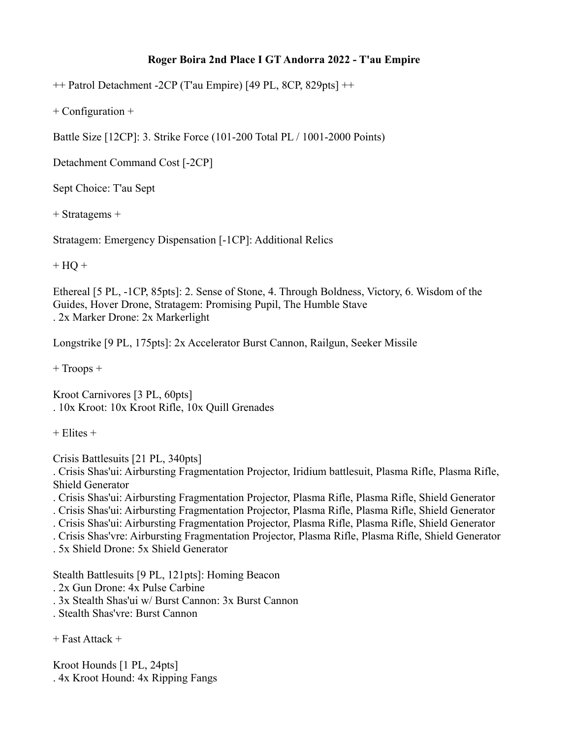# Roger Boira 2nd Place I GT Andorra 2022 - T'au Empire

++ Patrol Detachment -2CP (T'au Empire) [49 PL, 8CP, 829pts] ++

+ Configuration +

Battle Size [12CP]: 3. Strike Force (101-200 Total PL / 1001-2000 Points)

Detachment Command Cost [-2CP]

Sept Choice: T'au Sept

+ Stratagems +

Stratagem: Emergency Dispensation [-1CP]: Additional Relics

+ HQ +

Ethereal [5 PL, -1CP, 85pts]: 2. Sense of Stone, 4. Through Boldness, Victory, 6. Wisdom of the Guides, Hover Drone, Stratagem: Promising Pupil, The Humble Stave
. 2x Marker Drone: 2x Markerlight

Longstrike [9 PL, 175pts]: 2x Accelerator Burst Cannon, Railgun, Seeker Missile

+ Troops +

Kroot Carnivores [3 PL, 60pts]
. 10x Kroot: 10x Kroot Rifle, 10x Quill Grenades

+ Elites +

Crisis Battlesuits [21 PL, 340pts]
. Crisis Shas'ui: Airbursting Fragmentation Projector, Iridium battlesuit, Plasma Rifle, Plasma Rifle, Shield Generator
. Crisis Shas'ui: Airbursting Fragmentation Projector, Plasma Rifle, Plasma Rifle, Shield Generator
. Crisis Shas'ui: Airbursting Fragmentation Projector, Plasma Rifle, Plasma Rifle, Shield Generator
. Crisis Shas'ui: Airbursting Fragmentation Projector, Plasma Rifle, Plasma Rifle, Shield Generator
. Crisis Shas'vre: Airbursting Fragmentation Projector, Plasma Rifle, Plasma Rifle, Shield Generator
. 5x Shield Drone: 5x Shield Generator

Stealth Battlesuits [9 PL, 121pts]: Homing Beacon
. 2x Gun Drone: 4x Pulse Carbine
. 3x Stealth Shas'ui w/ Burst Cannon: 3x Burst Cannon
. Stealth Shas'vre: Burst Cannon

+ Fast Attack +

Kroot Hounds [1 PL, 24pts]
. 4x Kroot Hound: 4x Ripping Fangs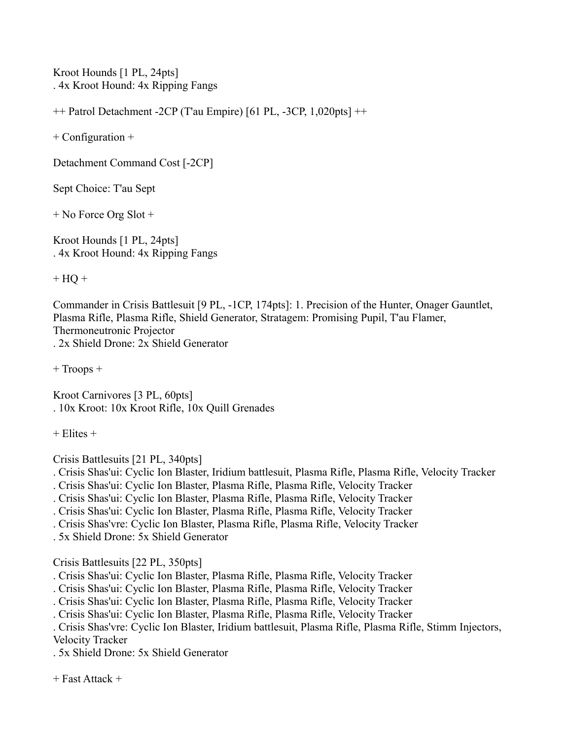Kroot Hounds [1 PL, 24pts]
. 4x Kroot Hound: 4x Ripping Fangs

++ Patrol Detachment -2CP (T'au Empire) [61 PL, -3CP, 1,020pts] ++

+ Configuration +

Detachment Command Cost [-2CP]

Sept Choice: T'au Sept

+ No Force Org Slot +

Kroot Hounds [1 PL, 24pts]
. 4x Kroot Hound: 4x Ripping Fangs

+ HQ +

Commander in Crisis Battlesuit [9 PL, -1CP, 174pts]: 1. Precision of the Hunter, Onager Gauntlet, Plasma Rifle, Plasma Rifle, Shield Generator, Stratagem: Promising Pupil, T'au Flamer, Thermoneutronic Projector
. 2x Shield Drone: 2x Shield Generator

+ Troops +

Kroot Carnivores [3 PL, 60pts]
. 10x Kroot: 10x Kroot Rifle, 10x Quill Grenades

+ Elites +

Crisis Battlesuits [21 PL, 340pts]
. Crisis Shas'ui: Cyclic Ion Blaster, Iridium battlesuit, Plasma Rifle, Plasma Rifle, Velocity Tracker
. Crisis Shas'ui: Cyclic Ion Blaster, Plasma Rifle, Plasma Rifle, Velocity Tracker
. Crisis Shas'ui: Cyclic Ion Blaster, Plasma Rifle, Plasma Rifle, Velocity Tracker
. Crisis Shas'ui: Cyclic Ion Blaster, Plasma Rifle, Plasma Rifle, Velocity Tracker
. Crisis Shas'vre: Cyclic Ion Blaster, Plasma Rifle, Plasma Rifle, Velocity Tracker
. 5x Shield Drone: 5x Shield Generator

Crisis Battlesuits [22 PL, 350pts]
. Crisis Shas'ui: Cyclic Ion Blaster, Plasma Rifle, Plasma Rifle, Velocity Tracker
. Crisis Shas'ui: Cyclic Ion Blaster, Plasma Rifle, Plasma Rifle, Velocity Tracker
. Crisis Shas'ui: Cyclic Ion Blaster, Plasma Rifle, Plasma Rifle, Velocity Tracker
. Crisis Shas'ui: Cyclic Ion Blaster, Plasma Rifle, Plasma Rifle, Velocity Tracker
. Crisis Shas'vre: Cyclic Ion Blaster, Iridium battlesuit, Plasma Rifle, Plasma Rifle, Stimm Injectors, Velocity Tracker
. 5x Shield Drone: 5x Shield Generator

+ Fast Attack +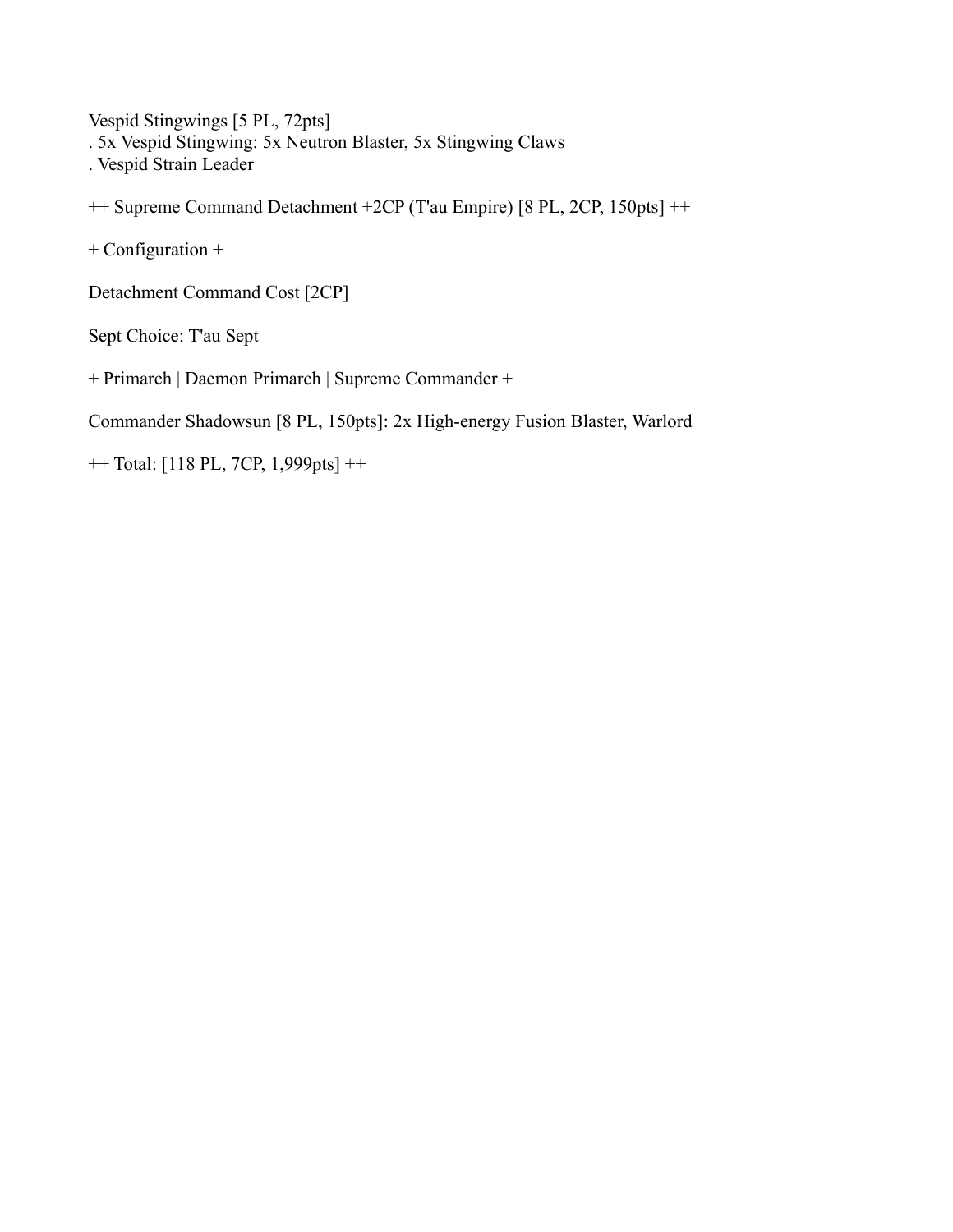Vespid Stingwings [5 PL, 72pts]
. 5x Vespid Stingwing: 5x Neutron Blaster, 5x Stingwing Claws
. Vespid Strain Leader

++ Supreme Command Detachment +2CP (T'au Empire) [8 PL, 2CP, 150pts] ++

+ Configuration +

Detachment Command Cost [2CP]

Sept Choice: T'au Sept

+ Primarch | Daemon Primarch | Supreme Commander +

Commander Shadowsun [8 PL, 150pts]: 2x High-energy Fusion Blaster, Warlord

++ Total: [118 PL, 7CP, 1,999pts] ++